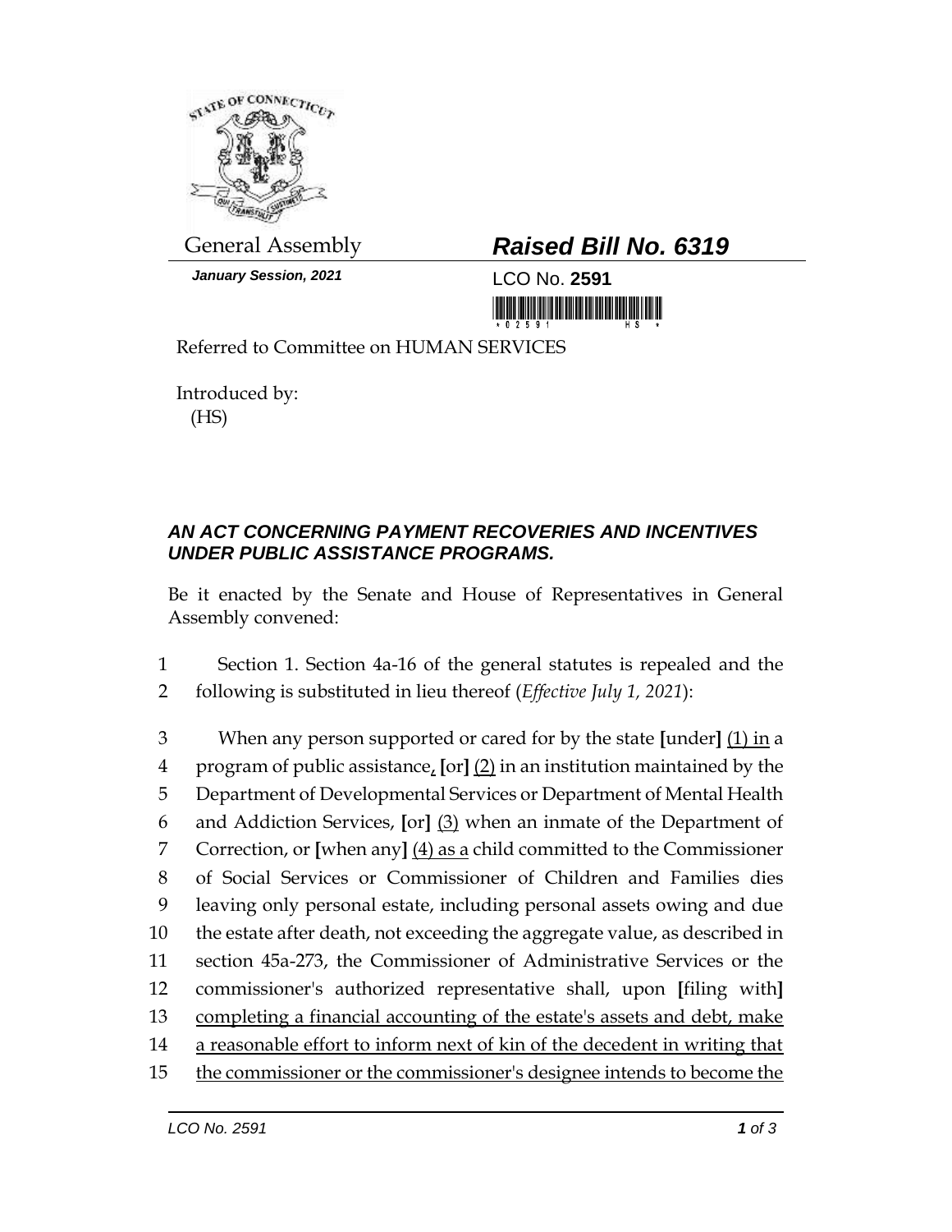General Assembly

***Raised Bill No. 6319***

***January Session, 2021***

LCO No. **2591**

Referred to Committee on HUMAN SERVICES

Introduced by:
(HS)

## *AN ACT CONCERNING PAYMENT RECOVERIES AND INCENTIVES UNDER PUBLIC ASSISTANCE PROGRAMS.*

Be it enacted by the Senate and House of Representatives in General Assembly convened:

1 Section 1. Section 4a-16 of the general statutes is repealed and the
2 following is substituted in lieu thereof (*Effective July 1, 2021*):

3 When any person supported or cared for by the state **[**under**]** (1) in a
4 program of public assistance, **[**or**]** (2) in an institution maintained by the
5 Department of Developmental Services or Department of Mental Health
6 and Addiction Services, **[**or**]** (3) when an inmate of the Department of
7 Correction, or **[**when any**]** (4) as a child committed to the Commissioner
8 of Social Services or Commissioner of Children and Families dies
9 leaving only personal estate, including personal assets owing and due
10 the estate after death, not exceeding the aggregate value, as described in
11 section 45a-273, the Commissioner of Administrative Services or the
12 commissioner's authorized representative shall, upon **[**filing with**]**
13 completing a financial accounting of the estate's assets and debt, make
14 a reasonable effort to inform next of kin of the decedent in writing that
15 the commissioner or the commissioner's designee intends to become the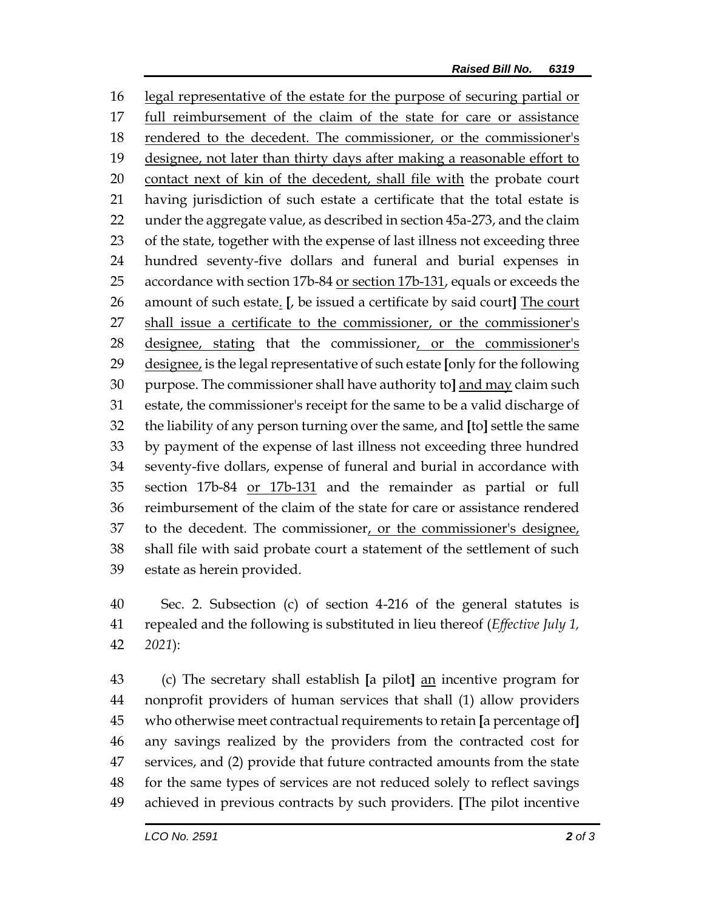legal representative of the estate for the purpose of securing partial or full reimbursement of the claim of the state for care or assistance rendered to the decedent. The commissioner, or the commissioner's designee, not later than thirty days after making a reasonable effort to contact next of kin of the decedent, shall file with the probate court having jurisdiction of such estate a certificate that the total estate is under the aggregate value, as described in section 45a-273, and the claim of the state, together with the expense of last illness not exceeding three hundred seventy-five dollars and funeral and burial expenses in accordance with section 17b-84 or section 17b-131, equals or exceeds the amount of such estate. [, be issued a certificate by said court] The court shall issue a certificate to the commissioner, or the commissioner's designee, stating that the commissioner, or the commissioner's designee, is the legal representative of such estate [only for the following purpose. The commissioner shall have authority to] and may claim such estate, the commissioner's receipt for the same to be a valid discharge of the liability of any person turning over the same, and [to] settle the same by payment of the expense of last illness not exceeding three hundred seventy-five dollars, expense of funeral and burial in accordance with section 17b-84 or 17b-131 and the remainder as partial or full reimbursement of the claim of the state for care or assistance rendered to the decedent. The commissioner, or the commissioner's designee, shall file with said probate court a statement of the settlement of such estate as herein provided.

Sec. 2. Subsection (c) of section 4-216 of the general statutes is repealed and the following is substituted in lieu thereof (*Effective July 1, 2021*):

(c) The secretary shall establish [a pilot] an incentive program for nonprofit providers of human services that shall (1) allow providers who otherwise meet contractual requirements to retain [a percentage of] any savings realized by the providers from the contracted cost for services, and (2) provide that future contracted amounts from the state for the same types of services are not reduced solely to reflect savings achieved in previous contracts by such providers. [The pilot incentive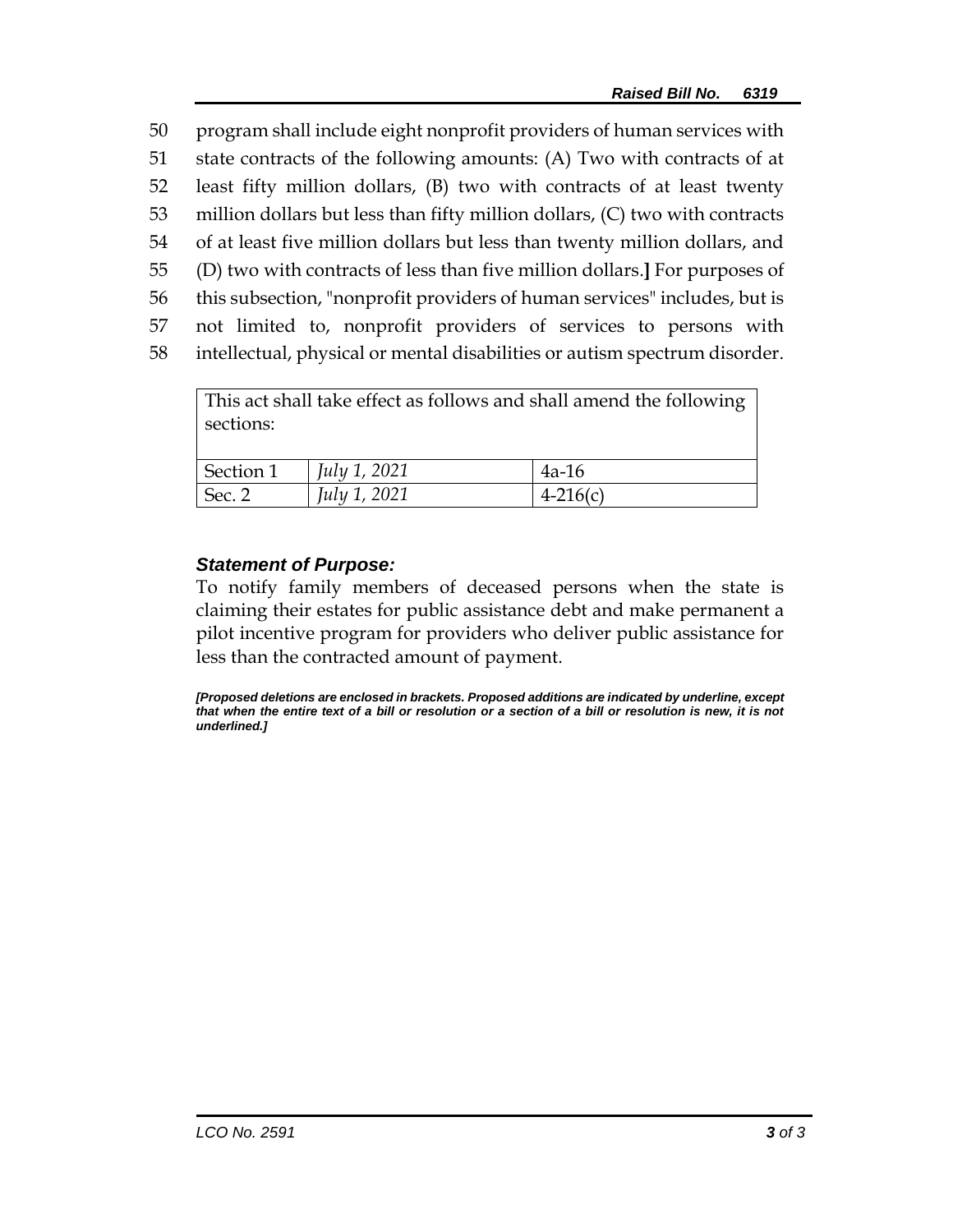50 program shall include eight nonprofit providers of human services with
51 state contracts of the following amounts: (A) Two with contracts of at
52 least fifty million dollars, (B) two with contracts of at least twenty
53 million dollars but less than fifty million dollars, (C) two with contracts
54 of at least five million dollars but less than twenty million dollars, and
55 (D) two with contracts of less than five million dollars.**]** For purposes of
56 this subsection, "nonprofit providers of human services" includes, but is
57 not limited to, nonprofit providers of services to persons with
58 intellectual, physical or mental disabilities or autism spectrum disorder.

| This act shall take effect as follows and shall amend the following sections: | | |
|---|---|---|
| Section 1 | *July 1, 2021* | 4a-16 |
| Sec. 2 | *July 1, 2021* | 4-216(c) |

### ***Statement of Purpose:***

To notify family members of deceased persons when the state is claiming their estates for public assistance debt and make permanent a pilot incentive program for providers who deliver public assistance for less than the contracted amount of payment.

***[Proposed deletions are enclosed in brackets. Proposed additions are indicated by underline, except that when the entire text of a bill or resolution or a section of a bill or resolution is new, it is not underlined.]***